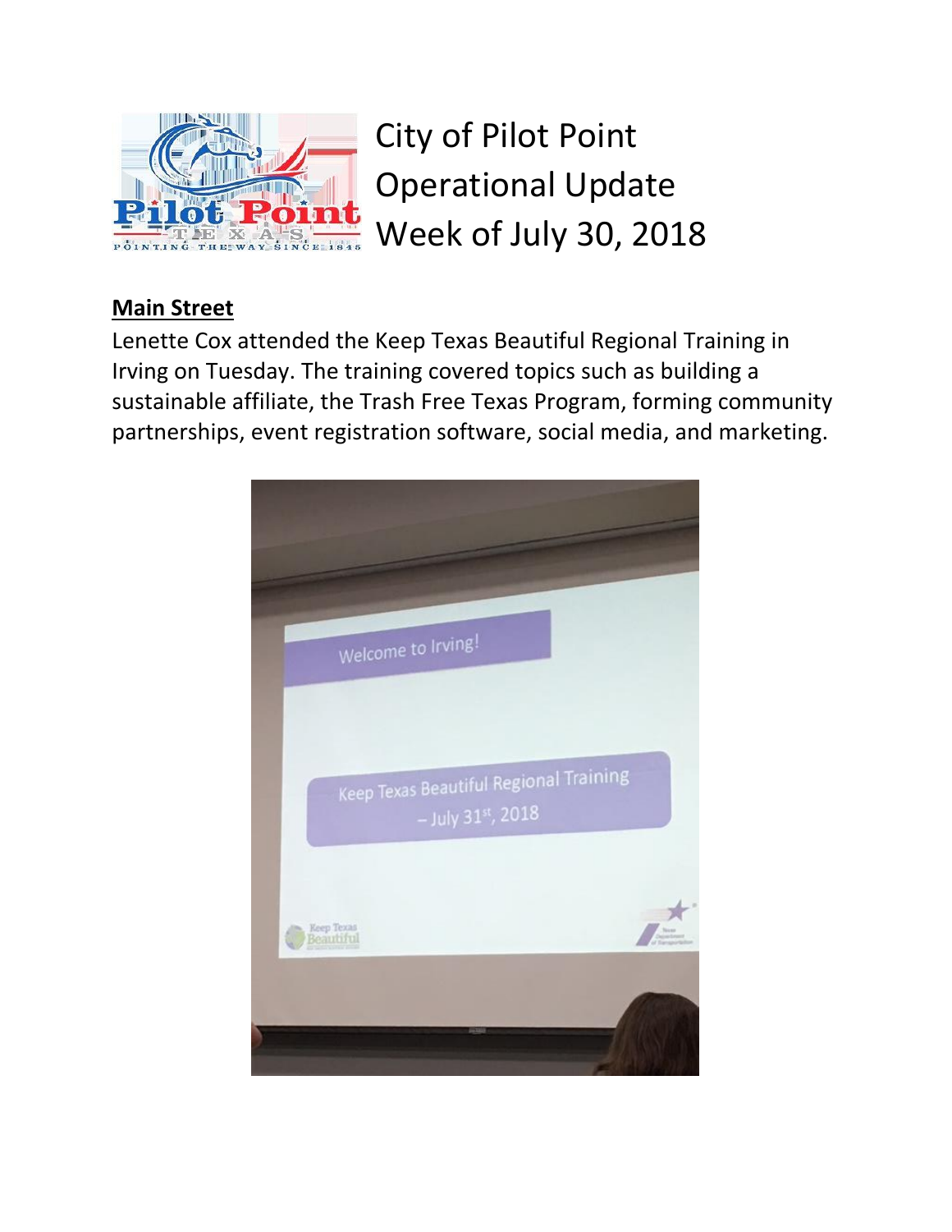# City of Pilot Point Operational Update Week of July 30, 2018

## Main Street

Lenette Cox attended the Keep Texas Beautiful Regional Training in Irving on Tuesday. The training covered topics such as building a sustainable affiliate, the Trash Free Texas Program, forming community partnerships, event registration software, social media, and marketing.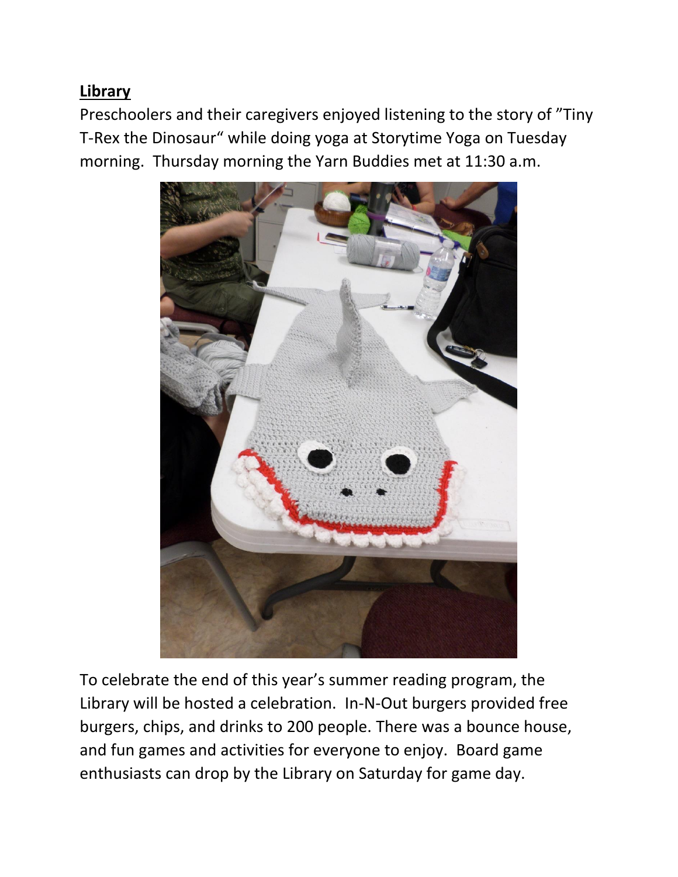**Library**

Preschoolers and their caregivers enjoyed listening to the story of "Tiny T-Rex the Dinosaur" while doing yoga at Storytime Yoga on Tuesday morning. Thursday morning the Yarn Buddies met at 11:30 a.m.

To celebrate the end of this year's summer reading program, the Library will be hosted a celebration. In-N-Out burgers provided free burgers, chips, and drinks to 200 people. There was a bounce house, and fun games and activities for everyone to enjoy. Board game enthusiasts can drop by the Library on Saturday for game day.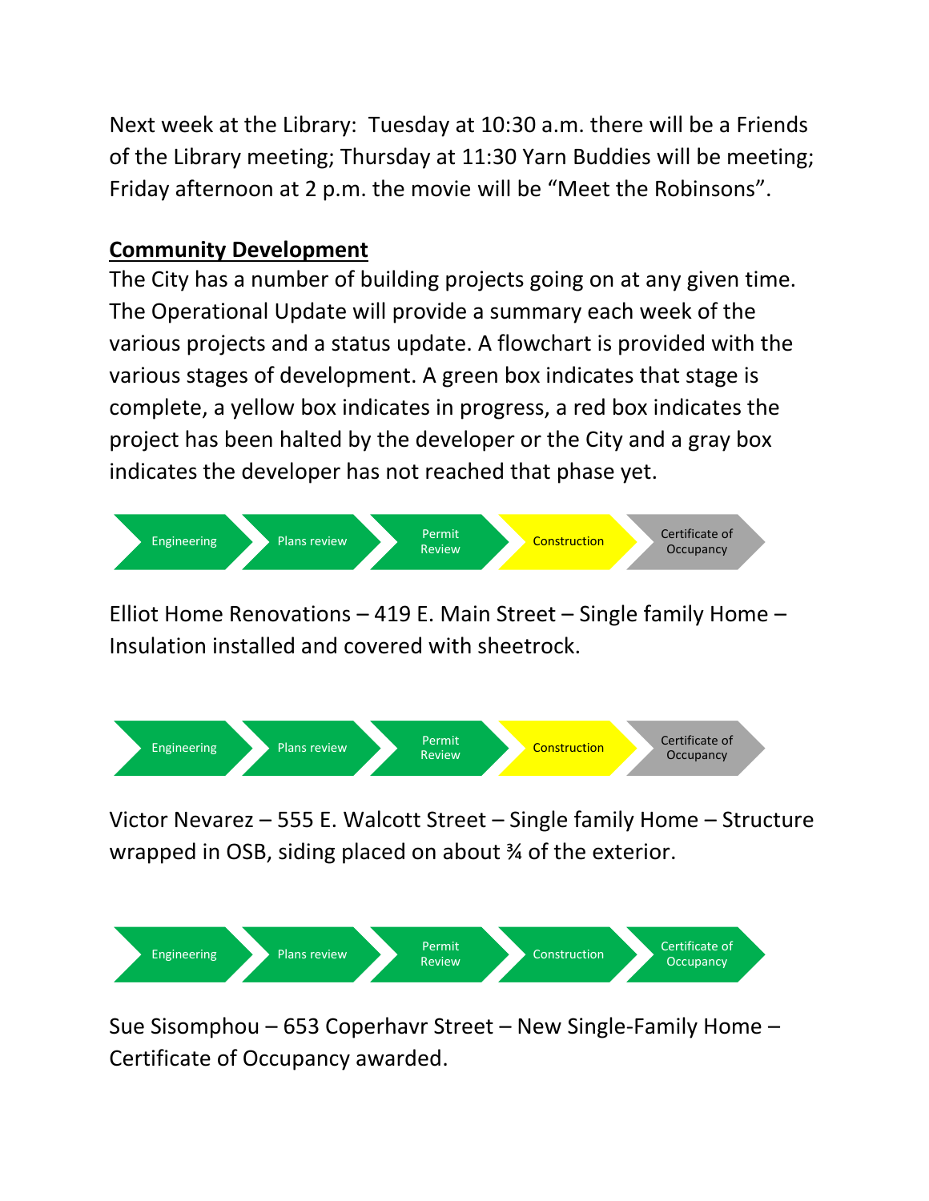Next week at the Library: Tuesday at 10:30 a.m. there will be a Friends of the Library meeting; Thursday at 11:30 Yarn Buddies will be meeting; Friday afternoon at 2 p.m. the movie will be "Meet the Robinsons".

## Community Development

The City has a number of building projects going on at any given time. The Operational Update will provide a summary each week of the various projects and a status update. A flowchart is provided with the various stages of development. A green box indicates that stage is complete, a yellow box indicates in progress, a red box indicates the project has been halted by the developer or the City and a gray box indicates the developer has not reached that phase yet.

| Engineering | Plans review | Permit Review | Construction | Certificate of Occupancy |
|---|---|---|---|---|
| Green | Green | Green | Yellow | Gray |

Elliot Home Renovations – 419 E. Main Street – Single family Home – Insulation installed and covered with sheetrock.

| Engineering | Plans review | Permit Review | Construction | Certificate of Occupancy |
|---|---|---|---|---|
| Green | Green | Green | Yellow | Gray |

Victor Nevarez – 555 E. Walcott Street – Single family Home – Structure wrapped in OSB, siding placed on about ¾ of the exterior.

| Engineering | Plans review | Permit Review | Construction | Certificate of Occupancy |
|---|---|---|---|---|
| Green | Green | Green | Green | Green |

Sue Sisomphou – 653 Coperhavr Street – New Single-Family Home – Certificate of Occupancy awarded.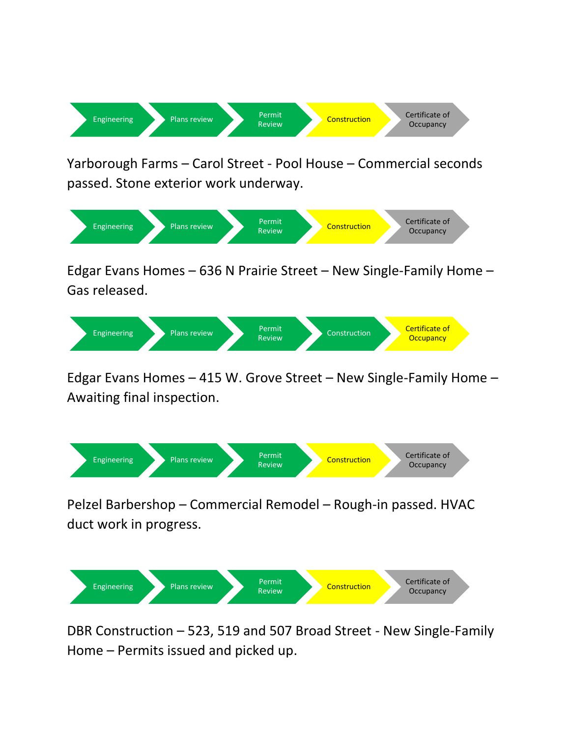Engineering → Plans review → Permit Review → Construction → Certificate of Occupancy

Yarborough Farms – Carol Street - Pool House – Commercial seconds passed. Stone exterior work underway.

Engineering → Plans review → Permit Review → Construction → Certificate of Occupancy

Edgar Evans Homes – 636 N Prairie Street – New Single-Family Home – Gas released.

Engineering → Plans review → Permit Review → Construction → Certificate of Occupancy

Edgar Evans Homes – 415 W. Grove Street – New Single-Family Home – Awaiting final inspection.

Engineering → Plans review → Permit Review → Construction → Certificate of Occupancy

Pelzel Barbershop – Commercial Remodel – Rough-in passed. HVAC duct work in progress.

Engineering → Plans review → Permit Review → Construction → Certificate of Occupancy

DBR Construction – 523, 519 and 507 Broad Street - New Single-Family Home – Permits issued and picked up.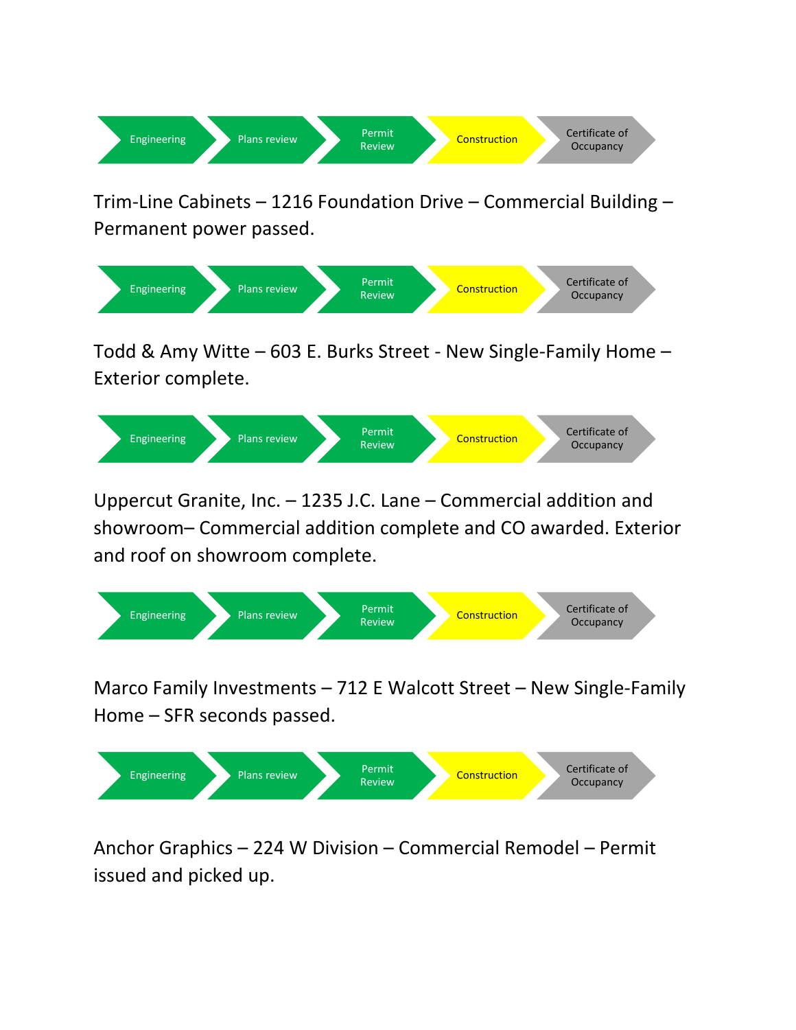Engineering → Plans review → Permit Review → Construction → Certificate of Occupancy

Trim-Line Cabinets – 1216 Foundation Drive – Commercial Building – Permanent power passed.

Engineering → Plans review → Permit Review → Construction → Certificate of Occupancy

Todd & Amy Witte – 603 E. Burks Street - New Single-Family Home – Exterior complete.

Engineering → Plans review → Permit Review → Construction → Certificate of Occupancy

Uppercut Granite, Inc. – 1235 J.C. Lane – Commercial addition and showroom– Commercial addition complete and CO awarded. Exterior and roof on showroom complete.

Engineering → Plans review → Permit Review → Construction → Certificate of Occupancy

Marco Family Investments – 712 E Walcott Street – New Single-Family Home – SFR seconds passed.

Engineering → Plans review → Permit Review → Construction → Certificate of Occupancy

Anchor Graphics – 224 W Division – Commercial Remodel – Permit issued and picked up.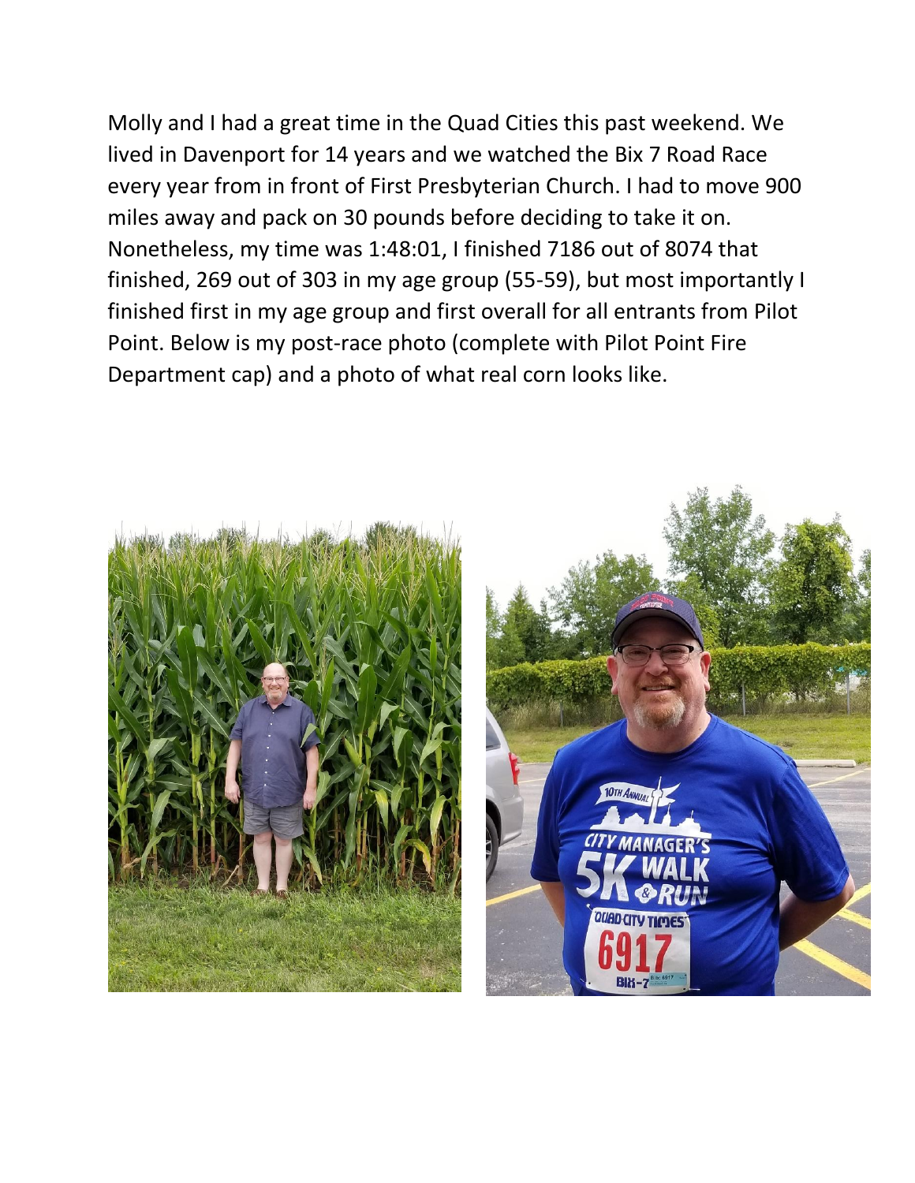Molly and I had a great time in the Quad Cities this past weekend. We lived in Davenport for 14 years and we watched the Bix 7 Road Race every year from in front of First Presbyterian Church. I had to move 900 miles away and pack on 30 pounds before deciding to take it on. Nonetheless, my time was 1:48:01, I finished 7186 out of 8074 that finished, 269 out of 303 in my age group (55-59), but most importantly I finished first in my age group and first overall for all entrants from Pilot Point. Below is my post-race photo (complete with Pilot Point Fire Department cap) and a photo of what real corn looks like.